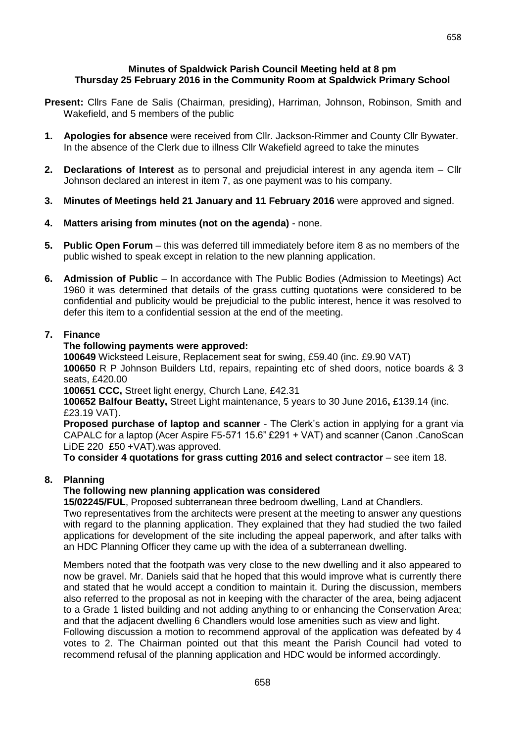**Minutes of Spaldwick Parish Council Meeting held at 8 pm**
**Thursday 25 February 2016 in the Community Room at Spaldwick Primary School**

**Present:** Cllrs Fane de Salis (Chairman, presiding), Harriman, Johnson, Robinson, Smith and Wakefield, and 5 members of the public

1. **Apologies for absence** were received from Cllr. Jackson-Rimmer and County Cllr Bywater. In the absence of the Clerk due to illness Cllr Wakefield agreed to take the minutes

2. **Declarations of Interest** as to personal and prejudicial interest in any agenda item – Cllr Johnson declared an interest in item 7, as one payment was to his company.

3. **Minutes of Meetings held 21 January and 11 February 2016** were approved and signed.

4. **Matters arising from minutes (not on the agenda)** - none.

5. **Public Open Forum** – this was deferred till immediately before item 8 as no members of the public wished to speak except in relation to the new planning application.

6. **Admission of Public** – In accordance with The Public Bodies (Admission to Meetings) Act 1960 it was determined that details of the grass cutting quotations were considered to be confidential and publicity would be prejudicial to the public interest, hence it was resolved to defer this item to a confidential session at the end of the meeting.

7. **Finance**

   **The following payments were approved:**

   **100649** Wicksteed Leisure, Replacement seat for swing, £59.40 (inc. £9.90 VAT)

   **100650** R P Johnson Builders Ltd, repairs, repainting etc of shed doors, notice boards & 3 seats, £420.00

   **100651 CCC,** Street light energy, Church Lane, £42.31

   **100652 Balfour Beatty,** Street Light maintenance, 5 years to 30 June 2016**,** £139.14 (inc. £23.19 VAT).

   **Proposed purchase of laptop and scanner** - The Clerk's action in applying for a grant via CAPALC for a laptop (Acer Aspire F5-571 15.6" £291 + VAT) and scanner (Canon .CanoScan LiDE 220 £50 +VAT).was approved.

   **To consider 4 quotations for grass cutting 2016 and select contractor** – see item 18.

8. **Planning**

   **The following new planning application was considered**

   **15/02245/FUL**, Proposed subterranean three bedroom dwelling, Land at Chandlers.
   Two representatives from the architects were present at the meeting to answer any questions with regard to the planning application. They explained that they had studied the two failed applications for development of the site including the appeal paperwork, and after talks with an HDC Planning Officer they came up with the idea of a subterranean dwelling.

   Members noted that the footpath was very close to the new dwelling and it also appeared to now be gravel. Mr. Daniels said that he hoped that this would improve what is currently there and stated that he would accept a condition to maintain it. During the discussion, members also referred to the proposal as not in keeping with the character of the area, being adjacent to a Grade 1 listed building and not adding anything to or enhancing the Conservation Area; and that the adjacent dwelling 6 Chandlers would lose amenities such as view and light.
   Following discussion a motion to recommend approval of the application was defeated by 4 votes to 2. The Chairman pointed out that this meant the Parish Council had voted to recommend refusal of the planning application and HDC would be informed accordingly.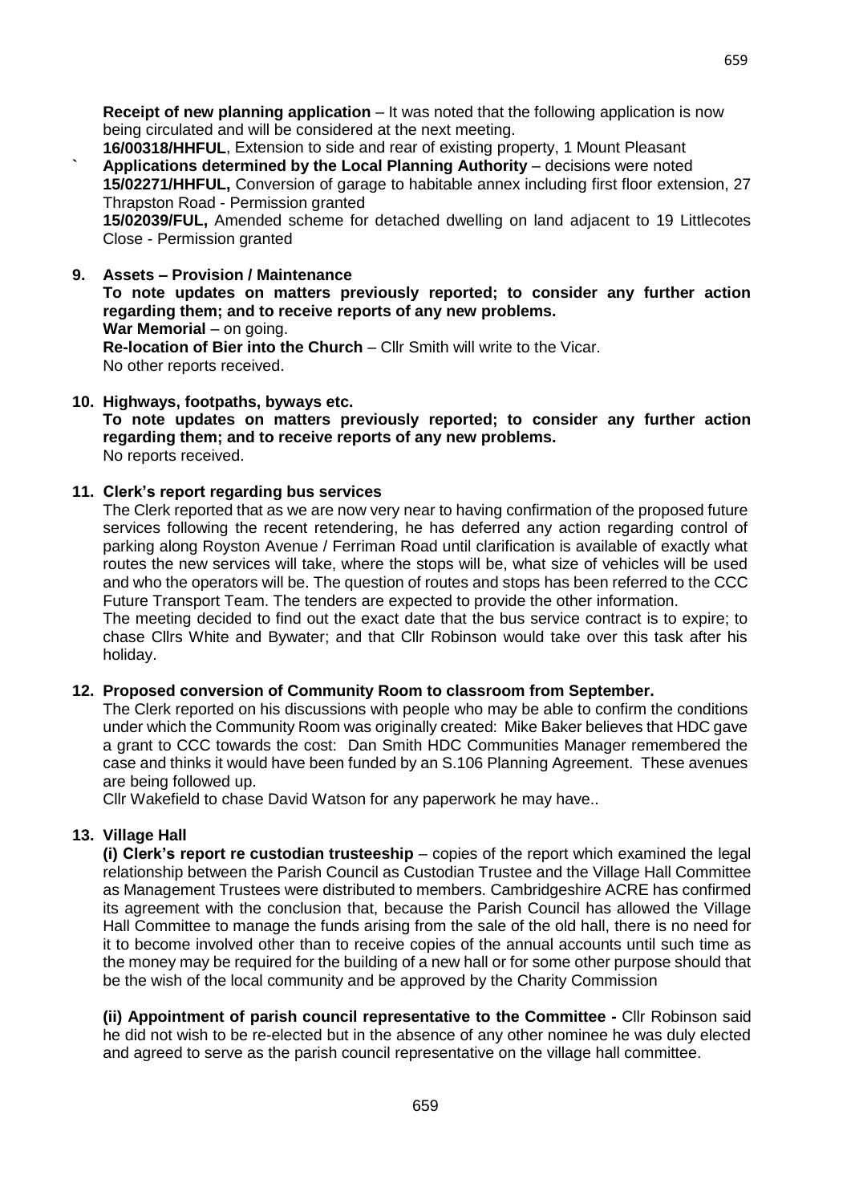**Receipt of new planning application** – It was noted that the following application is now being circulated and will be considered at the next meeting.

**16/00318/HHFUL**, Extension to side and rear of existing property, 1 Mount Pleasant

**Applications determined by the Local Planning Authority** – decisions were noted

**15/02271/HHFUL,** Conversion of garage to habitable annex including first floor extension, 27 Thrapston Road - Permission granted

**15/02039/FUL,** Amended scheme for detached dwelling on land adjacent to 19 Littlecotes Close - Permission granted

**9. Assets – Provision / Maintenance**

**To note updates on matters previously reported; to consider any further action regarding them; and to receive reports of any new problems.**

**War Memorial** – on going.

**Re-location of Bier into the Church** – Cllr Smith will write to the Vicar.

No other reports received.

**10. Highways, footpaths, byways etc.**

**To note updates on matters previously reported; to consider any further action regarding them; and to receive reports of any new problems.**

No reports received.

**11. Clerk's report regarding bus services**

The Clerk reported that as we are now very near to having confirmation of the proposed future services following the recent retendering, he has deferred any action regarding control of parking along Royston Avenue / Ferriman Road until clarification is available of exactly what routes the new services will take, where the stops will be, what size of vehicles will be used and who the operators will be. The question of routes and stops has been referred to the CCC Future Transport Team. The tenders are expected to provide the other information.

The meeting decided to find out the exact date that the bus service contract is to expire; to chase Cllrs White and Bywater; and that Cllr Robinson would take over this task after his holiday.

**12. Proposed conversion of Community Room to classroom from September.**

The Clerk reported on his discussions with people who may be able to confirm the conditions under which the Community Room was originally created: Mike Baker believes that HDC gave a grant to CCC towards the cost: Dan Smith HDC Communities Manager remembered the case and thinks it would have been funded by an S.106 Planning Agreement. These avenues are being followed up.

Cllr Wakefield to chase David Watson for any paperwork he may have..

**13. Village Hall**

**(i) Clerk's report re custodian trusteeship** – copies of the report which examined the legal relationship between the Parish Council as Custodian Trustee and the Village Hall Committee as Management Trustees were distributed to members. Cambridgeshire ACRE has confirmed its agreement with the conclusion that, because the Parish Council has allowed the Village Hall Committee to manage the funds arising from the sale of the old hall, there is no need for it to become involved other than to receive copies of the annual accounts until such time as the money may be required for the building of a new hall or for some other purpose should that be the wish of the local community and be approved by the Charity Commission

**(ii) Appointment of parish council representative to the Committee -** Cllr Robinson said he did not wish to be re-elected but in the absence of any other nominee he was duly elected and agreed to serve as the parish council representative on the village hall committee.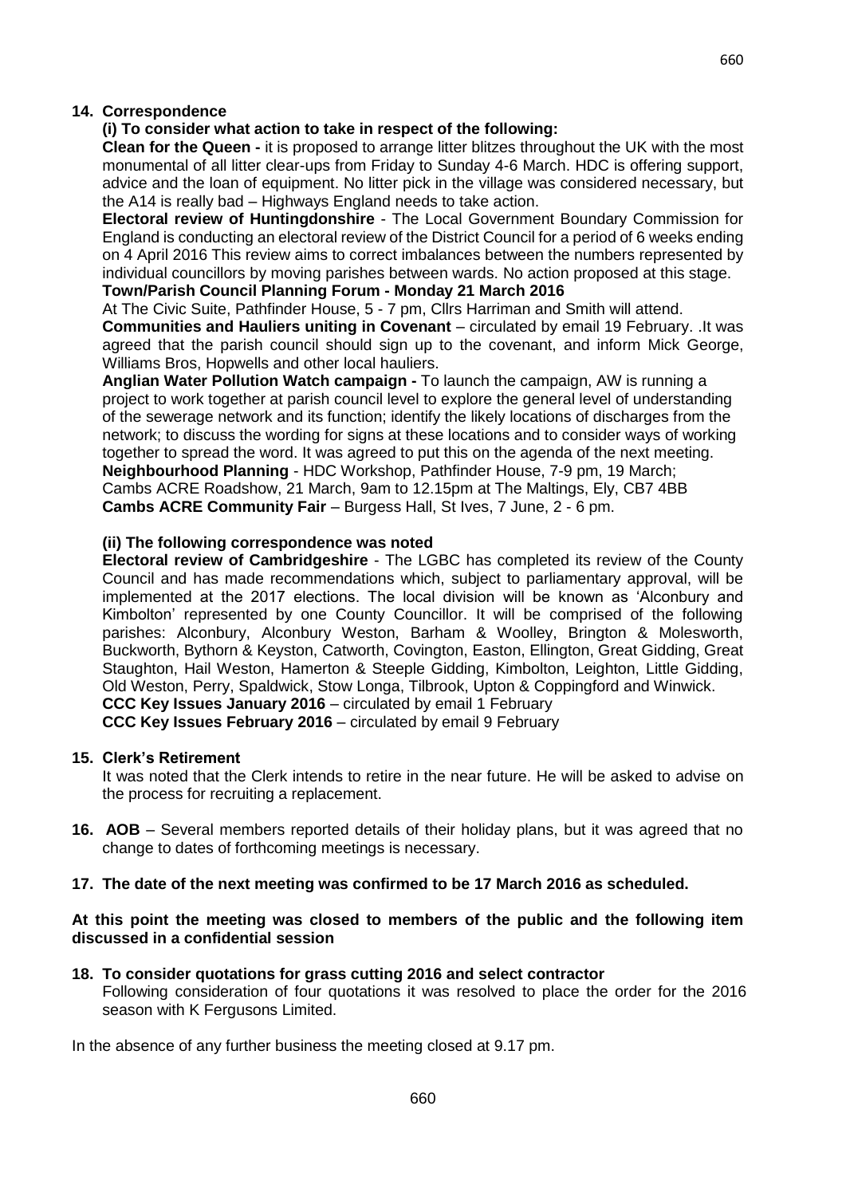## 14. Correspondence

### (i) To consider what action to take in respect of the following:

**Clean for the Queen -** it is proposed to arrange litter blitzes throughout the UK with the most monumental of all litter clear-ups from Friday to Sunday 4-6 March. HDC is offering support, advice and the loan of equipment. No litter pick in the village was considered necessary, but the A14 is really bad – Highways England needs to take action.

**Electoral review of Huntingdonshire** - The Local Government Boundary Commission for England is conducting an electoral review of the District Council for a period of 6 weeks ending on 4 April 2016 This review aims to correct imbalances between the numbers represented by individual councillors by moving parishes between wards. No action proposed at this stage.

**Town/Parish Council Planning Forum - Monday 21 March 2016**

At The Civic Suite, Pathfinder House, 5 - 7 pm, Cllrs Harriman and Smith will attend.

**Communities and Hauliers uniting in Covenant** – circulated by email 19 February. .It was agreed that the parish council should sign up to the covenant, and inform Mick George, Williams Bros, Hopwells and other local hauliers.

**Anglian Water Pollution Watch campaign -** To launch the campaign, AW is running a project to work together at parish council level to explore the general level of understanding of the sewerage network and its function; identify the likely locations of discharges from the network; to discuss the wording for signs at these locations and to consider ways of working together to spread the word. It was agreed to put this on the agenda of the next meeting.

**Neighbourhood Planning** - HDC Workshop, Pathfinder House, 7-9 pm, 19 March;
Cambs ACRE Roadshow, 21 March, 9am to 12.15pm at The Maltings, Ely, CB7 4BB

**Cambs ACRE Community Fair** – Burgess Hall, St Ives, 7 June, 2 - 6 pm.

### (ii) The following correspondence was noted

**Electoral review of Cambridgeshire** - The LGBC has completed its review of the County Council and has made recommendations which, subject to parliamentary approval, will be implemented at the 2017 elections. The local division will be known as 'Alconbury and Kimbolton' represented by one County Councillor. It will be comprised of the following parishes: Alconbury, Alconbury Weston, Barham & Woolley, Brington & Molesworth, Buckworth, Bythorn & Keyston, Catworth, Covington, Easton, Ellington, Great Gidding, Great Staughton, Hail Weston, Hamerton & Steeple Gidding, Kimbolton, Leighton, Little Gidding, Old Weston, Perry, Spaldwick, Stow Longa, Tilbrook, Upton & Coppingford and Winwick.

**CCC Key Issues January 2016** – circulated by email 1 February

**CCC Key Issues February 2016** – circulated by email 9 February

## 15. Clerk's Retirement

It was noted that the Clerk intends to retire in the near future. He will be asked to advise on the process for recruiting a replacement.

## 16. AOB

– Several members reported details of their holiday plans, but it was agreed that no change to dates of forthcoming meetings is necessary.

## 17. The date of the next meeting was confirmed to be 17 March 2016 as scheduled.

**At this point the meeting was closed to members of the public and the following item discussed in a confidential session**

## 18. To consider quotations for grass cutting 2016 and select contractor

Following consideration of four quotations it was resolved to place the order for the 2016 season with K Fergusons Limited.

In the absence of any further business the meeting closed at 9.17 pm.